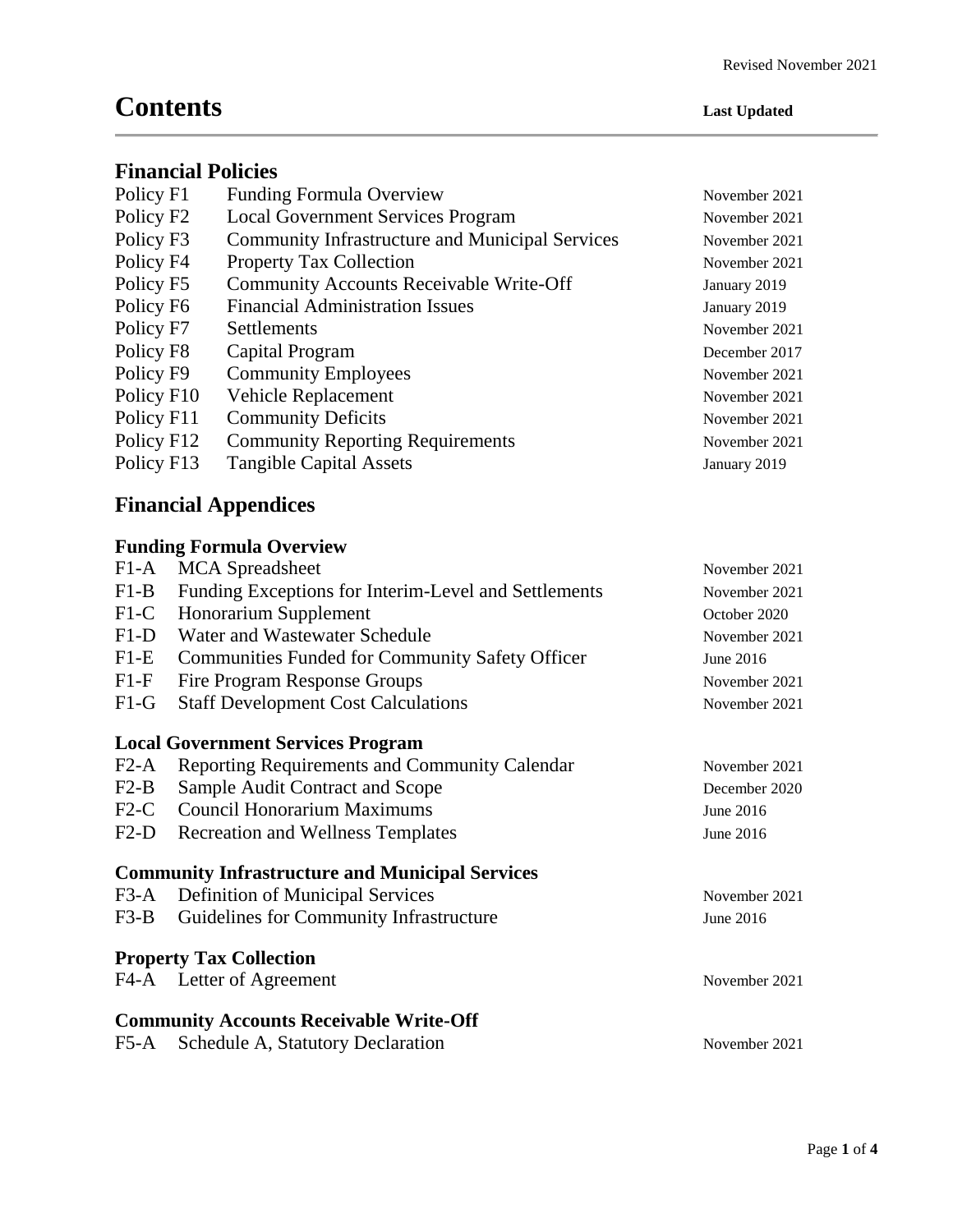Revised November 2021

# Contents

| | | Last Updated |
|---|---|---|

## Financial Policies

| Policy | Title | Last Updated |
|---|---|---|
| Policy F1 | Funding Formula Overview | November 2021 |
| Policy F2 | Local Government Services Program | November 2021 |
| Policy F3 | Community Infrastructure and Municipal Services | November 2021 |
| Policy F4 | Property Tax Collection | November 2021 |
| Policy F5 | Community Accounts Receivable Write-Off | January 2019 |
| Policy F6 | Financial Administration Issues | January 2019 |
| Policy F7 | Settlements | November 2021 |
| Policy F8 | Capital Program | December 2017 |
| Policy F9 | Community Employees | November 2021 |
| Policy F10 | Vehicle Replacement | November 2021 |
| Policy F11 | Community Deficits | November 2021 |
| Policy F12 | Community Reporting Requirements | November 2021 |
| Policy F13 | Tangible Capital Assets | January 2019 |

## Financial Appendices

### Funding Formula Overview

| Appendix | Title | Last Updated |
|---|---|---|
| F1-A | MCA Spreadsheet | November 2021 |
| F1-B | Funding Exceptions for Interim-Level and Settlements | November 2021 |
| F1-C | Honorarium Supplement | October 2020 |
| F1-D | Water and Wastewater Schedule | November 2021 |
| F1-E | Communities Funded for Community Safety Officer | June 2016 |
| F1-F | Fire Program Response Groups | November 2021 |
| F1-G | Staff Development Cost Calculations | November 2021 |

### Local Government Services Program

| Appendix | Title | Last Updated |
|---|---|---|
| F2-A | Reporting Requirements and Community Calendar | November 2021 |
| F2-B | Sample Audit Contract and Scope | December 2020 |
| F2-C | Council Honorarium Maximums | June 2016 |
| F2-D | Recreation and Wellness Templates | June 2016 |

### Community Infrastructure and Municipal Services

| Appendix | Title | Last Updated |
|---|---|---|
| F3-A | Definition of Municipal Services | November 2021 |
| F3-B | Guidelines for Community Infrastructure | June 2016 |

### Property Tax Collection

| Appendix | Title | Last Updated |
|---|---|---|
| F4-A | Letter of Agreement | November 2021 |

### Community Accounts Receivable Write-Off

| Appendix | Title | Last Updated |
|---|---|---|
| F5-A | Schedule A, Statutory Declaration | November 2021 |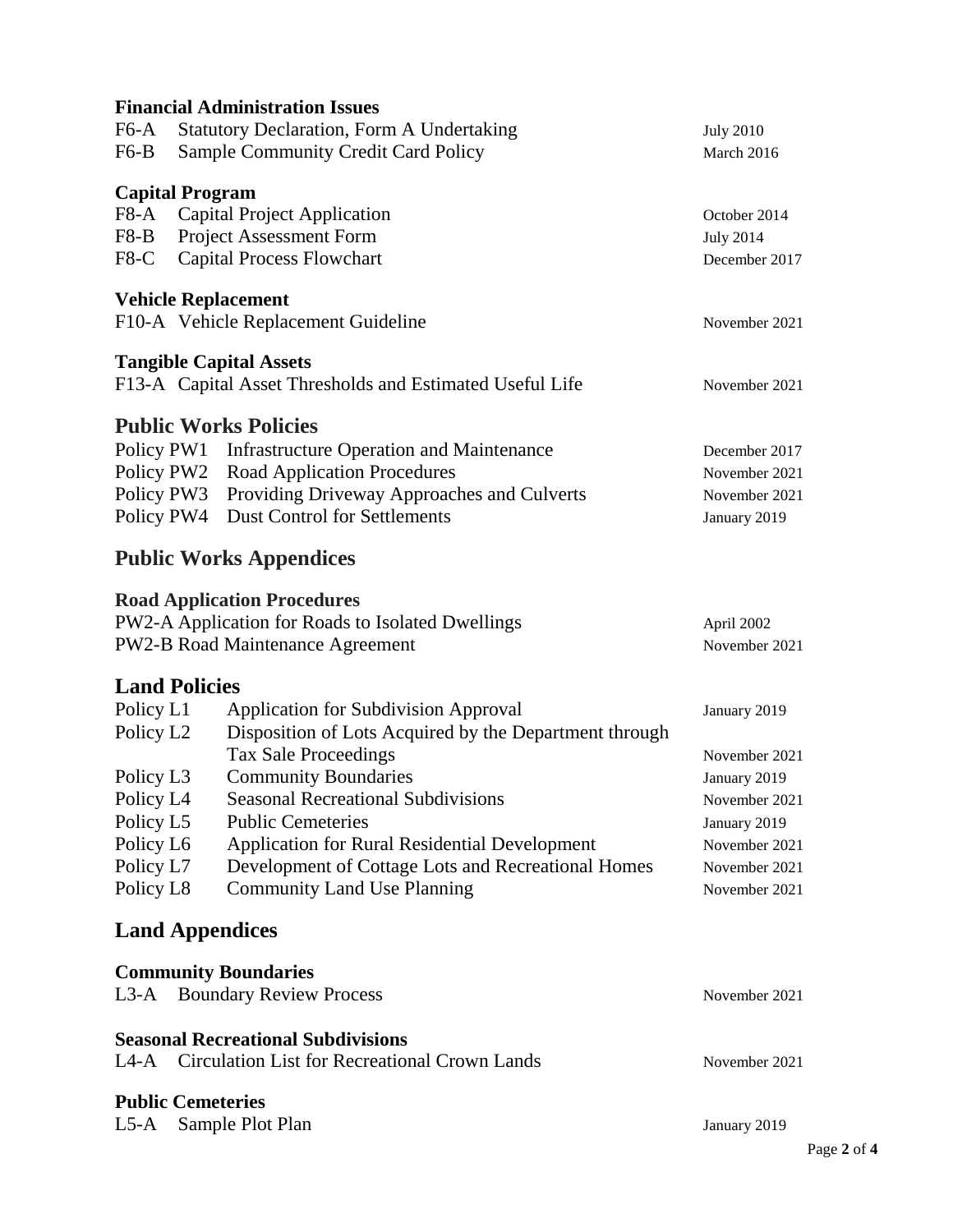### Financial Administration Issues

| | | |
|---|---|---|
| F6-A | Statutory Declaration, Form A Undertaking | July 2010 |
| F6-B | Sample Community Credit Card Policy | March 2016 |

### Capital Program

| | | |
|---|---|---|
| F8-A | Capital Project Application | October 2014 |
| F8-B | Project Assessment Form | July 2014 |
| F8-C | Capital Process Flowchart | December 2017 |

### Vehicle Replacement

| | | |
|---|---|---|
| F10-A | Vehicle Replacement Guideline | November 2021 |

### Tangible Capital Assets

| | | |
|---|---|---|
| F13-A | Capital Asset Thresholds and Estimated Useful Life | November 2021 |

## Public Works Policies

| | | |
|---|---|---|
| Policy PW1 | Infrastructure Operation and Maintenance | December 2017 |
| Policy PW2 | Road Application Procedures | November 2021 |
| Policy PW3 | Providing Driveway Approaches and Culverts | November 2021 |
| Policy PW4 | Dust Control for Settlements | January 2019 |

## Public Works Appendices

### Road Application Procedures

| | | |
|---|---|---|
| PW2-A | Application for Roads to Isolated Dwellings | April 2002 |
| PW2-B | Road Maintenance Agreement | November 2021 |

## Land Policies

| | | |
|---|---|---|
| Policy L1 | Application for Subdivision Approval | January 2019 |
| Policy L2 | Disposition of Lots Acquired by the Department through Tax Sale Proceedings | November 2021 |
| Policy L3 | Community Boundaries | January 2019 |
| Policy L4 | Seasonal Recreational Subdivisions | November 2021 |
| Policy L5 | Public Cemeteries | January 2019 |
| Policy L6 | Application for Rural Residential Development | November 2021 |
| Policy L7 | Development of Cottage Lots and Recreational Homes | November 2021 |
| Policy L8 | Community Land Use Planning | November 2021 |

## Land Appendices

### Community Boundaries

| | | |
|---|---|---|
| L3-A | Boundary Review Process | November 2021 |

### Seasonal Recreational Subdivisions

| | | |
|---|---|---|
| L4-A | Circulation List for Recreational Crown Lands | November 2021 |

### Public Cemeteries

| | | |
|---|---|---|
| L5-A | Sample Plot Plan | January 2019 |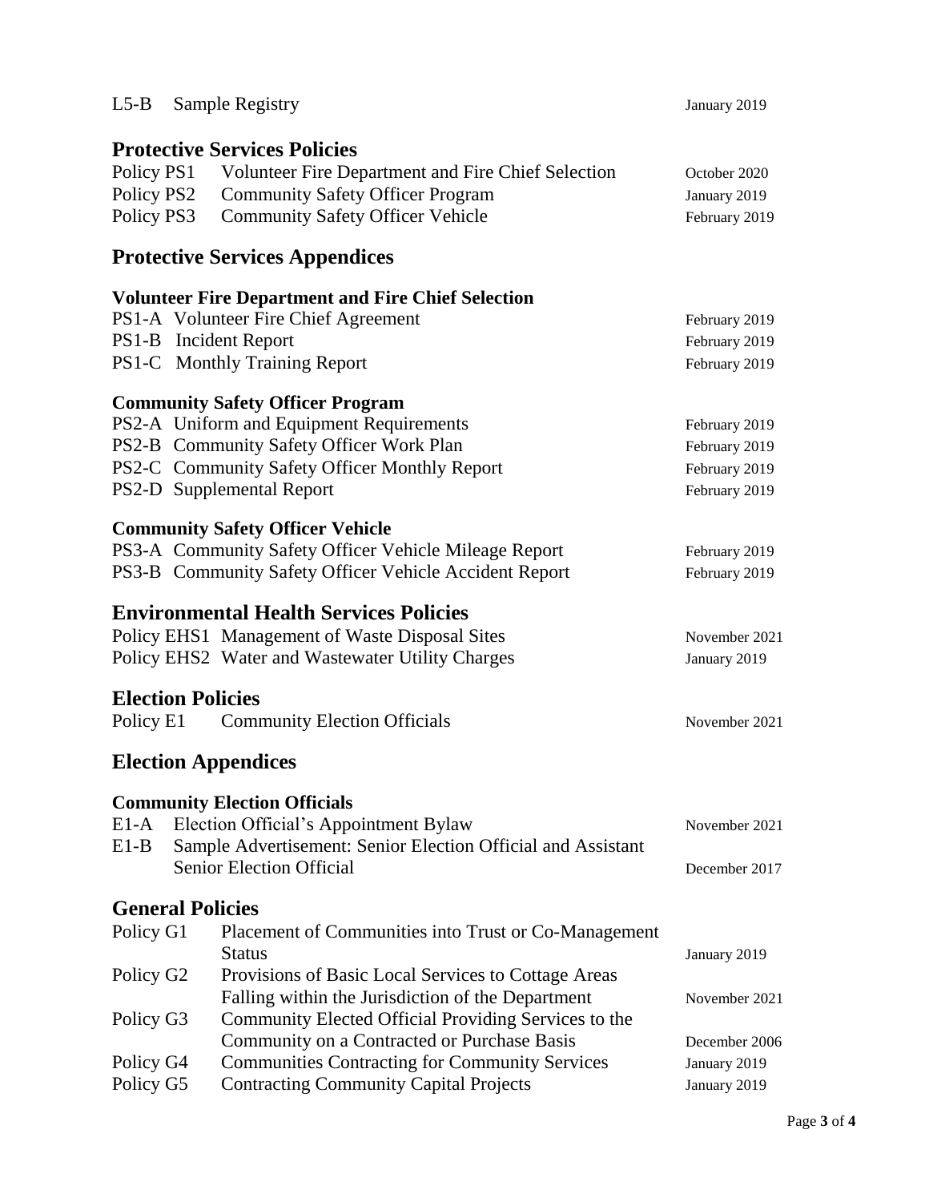| | | |
|---|---|---|
| L5-B | Sample Registry | January 2019 |

## Protective Services Policies

| | | |
|---|---|---|
| Policy PS1 | Volunteer Fire Department and Fire Chief Selection | October 2020 |
| Policy PS2 | Community Safety Officer Program | January 2019 |
| Policy PS3 | Community Safety Officer Vehicle | February 2019 |

## Protective Services Appendices

### Volunteer Fire Department and Fire Chief Selection

| | | |
|---|---|---|
| PS1-A | Volunteer Fire Chief Agreement | February 2019 |
| PS1-B | Incident Report | February 2019 |
| PS1-C | Monthly Training Report | February 2019 |

### Community Safety Officer Program

| | | |
|---|---|---|
| PS2-A | Uniform and Equipment Requirements | February 2019 |
| PS2-B | Community Safety Officer Work Plan | February 2019 |
| PS2-C | Community Safety Officer Monthly Report | February 2019 |
| PS2-D | Supplemental Report | February 2019 |

### Community Safety Officer Vehicle

| | | |
|---|---|---|
| PS3-A | Community Safety Officer Vehicle Mileage Report | February 2019 |
| PS3-B | Community Safety Officer Vehicle Accident Report | February 2019 |

## Environmental Health Services Policies

| | | |
|---|---|---|
| Policy EHS1 | Management of Waste Disposal Sites | November 2021 |
| Policy EHS2 | Water and Wastewater Utility Charges | January 2019 |

## Election Policies

| | | |
|---|---|---|
| Policy E1 | Community Election Officials | November 2021 |

## Election Appendices

### Community Election Officials

| | | |
|---|---|---|
| E1-A | Election Official's Appointment Bylaw | November 2021 |
| E1-B | Sample Advertisement: Senior Election Official and Assistant Senior Election Official | December 2017 |

## General Policies

| | | |
|---|---|---|
| Policy G1 | Placement of Communities into Trust or Co-Management Status | January 2019 |
| Policy G2 | Provisions of Basic Local Services to Cottage Areas Falling within the Jurisdiction of the Department | November 2021 |
| Policy G3 | Community Elected Official Providing Services to the Community on a Contracted or Purchase Basis | December 2006 |
| Policy G4 | Communities Contracting for Community Services | January 2019 |
| Policy G5 | Contracting Community Capital Projects | January 2019 |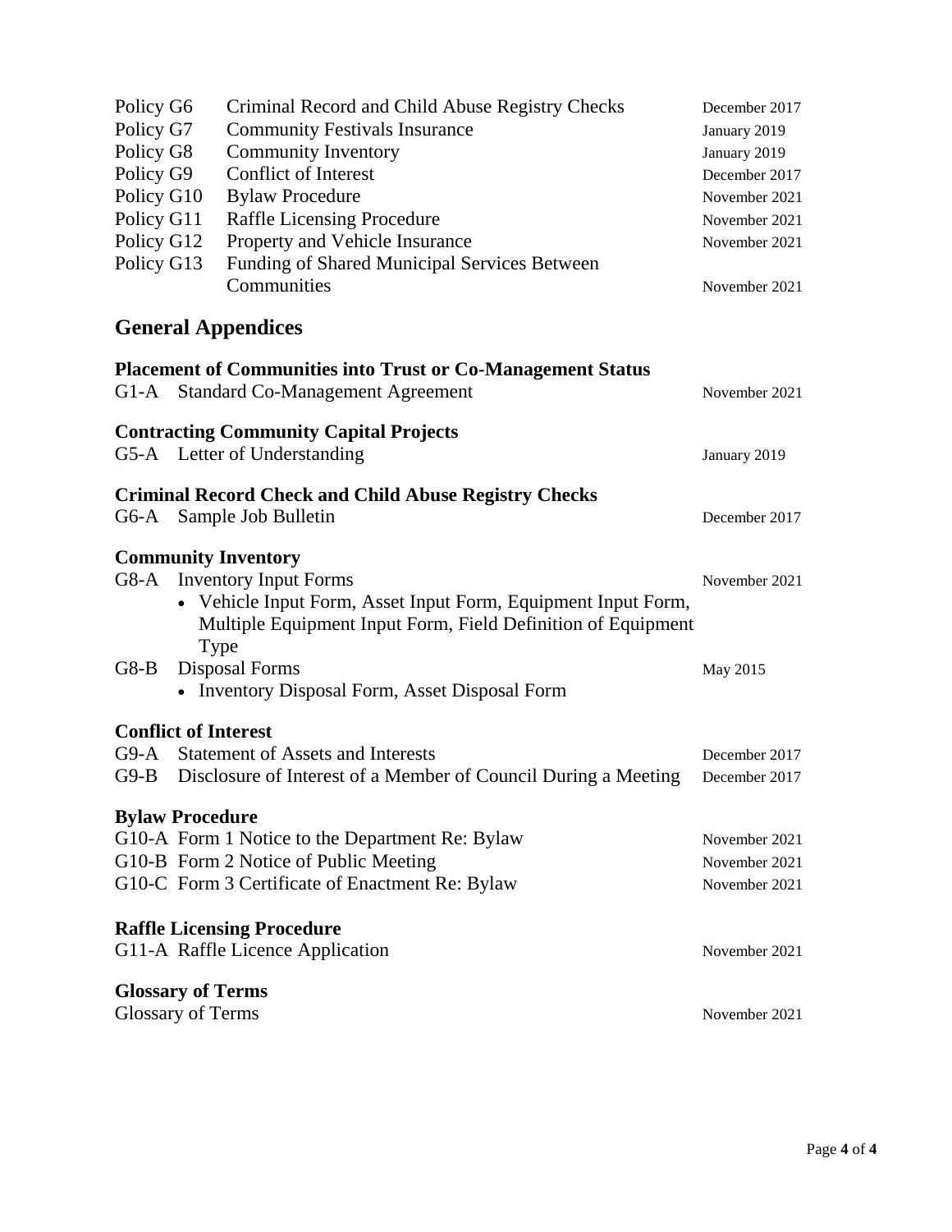| | | |
|---|---|---|
| Policy G6 | Criminal Record and Child Abuse Registry Checks | December 2017 |
| Policy G7 | Community Festivals Insurance | January 2019 |
| Policy G8 | Community Inventory | January 2019 |
| Policy G9 | Conflict of Interest | December 2017 |
| Policy G10 | Bylaw Procedure | November 2021 |
| Policy G11 | Raffle Licensing Procedure | November 2021 |
| Policy G12 | Property and Vehicle Insurance | November 2021 |
| Policy G13 | Funding of Shared Municipal Services Between Communities | November 2021 |

## General Appendices

**Placement of Communities into Trust or Co-Management Status**

| | | |
|---|---|---|
| G1-A | Standard Co-Management Agreement | November 2021 |

**Contracting Community Capital Projects**

| | | |
|---|---|---|
| G5-A | Letter of Understanding | January 2019 |

**Criminal Record Check and Child Abuse Registry Checks**

| | | |
|---|---|---|
| G6-A | Sample Job Bulletin | December 2017 |

**Community Inventory**

| | | |
|---|---|---|
| G8-A | Inventory Input Forms<br>• Vehicle Input Form, Asset Input Form, Equipment Input Form, Multiple Equipment Input Form, Field Definition of Equipment Type | November 2021 |
| G8-B | Disposal Forms<br>• Inventory Disposal Form, Asset Disposal Form | May 2015 |

**Conflict of Interest**

| | | |
|---|---|---|
| G9-A | Statement of Assets and Interests | December 2017 |
| G9-B | Disclosure of Interest of a Member of Council During a Meeting | December 2017 |

**Bylaw Procedure**

| | | |
|---|---|---|
| G10-A | Form 1 Notice to the Department Re: Bylaw | November 2021 |
| G10-B | Form 2 Notice of Public Meeting | November 2021 |
| G10-C | Form 3 Certificate of Enactment Re: Bylaw | November 2021 |

**Raffle Licensing Procedure**

| | | |
|---|---|---|
| G11-A | Raffle Licence Application | November 2021 |

**Glossary of Terms**

| | |
|---|---|
| Glossary of Terms | November 2021 |